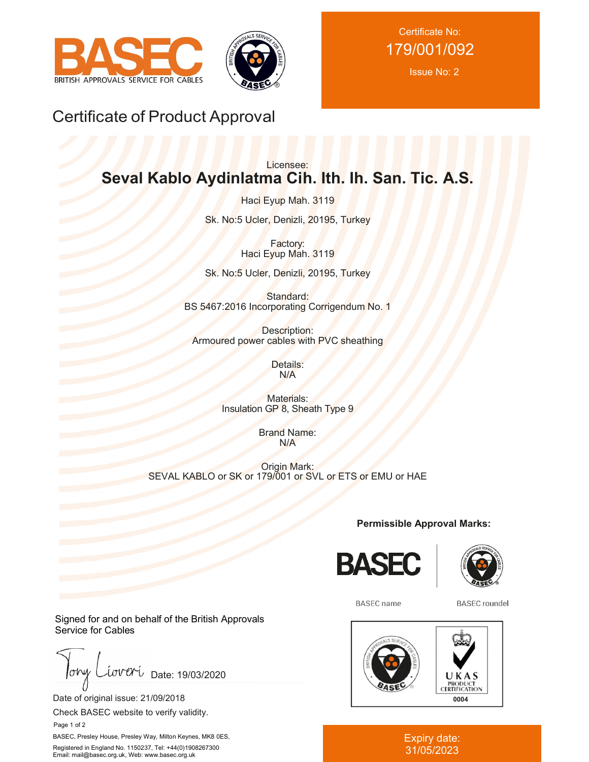BASEC
BRITISH APPROVALS SERVICE FOR CABLES

Certificate No:
179/001/092
Issue No: 2

# Certificate of Product Approval

Licensee:
**Seval Kablo Aydinlatma Cih. Ith. Ih. San. Tic. A.S.**

Haci Eyup Mah. 3119

Sk. No:5 Ucler, Denizli, 20195, Turkey

Factory:
Haci Eyup Mah. 3119

Sk. No:5 Ucler, 20195, Turkey

Standard:
BS 5467:2016 Incorporating Corrigendum No. 1

Description:
Armoured power cables with PVC sheathing

Details:
N/A

Materials:
Insulation GP 8, Sheath Type 9

Brand Name:
N/A

Origin Mark:
SEVAL KABLO or SK or 179/001 or SVL or ETS or EMU or HAE

**Permissible Approval Marks:**

BASEC name

BASEC roundel

UKAS PRODUCT CERTIFICATION 0004

Signed for and on behalf of the British Approvals Service for Cables

Date: 19/03/2020

Date of original issue: 21/09/2018

Check BASEC website to verify validity.

BASEC, Presley House, Presley Way, Milton Keynes, MK8 0ES,

Registered in England No. 1150237, Tel: +44(0)1908267300
Email: mail@basec.org.uk, Web: www.basec.org.uk

Expiry date:
31/05/2023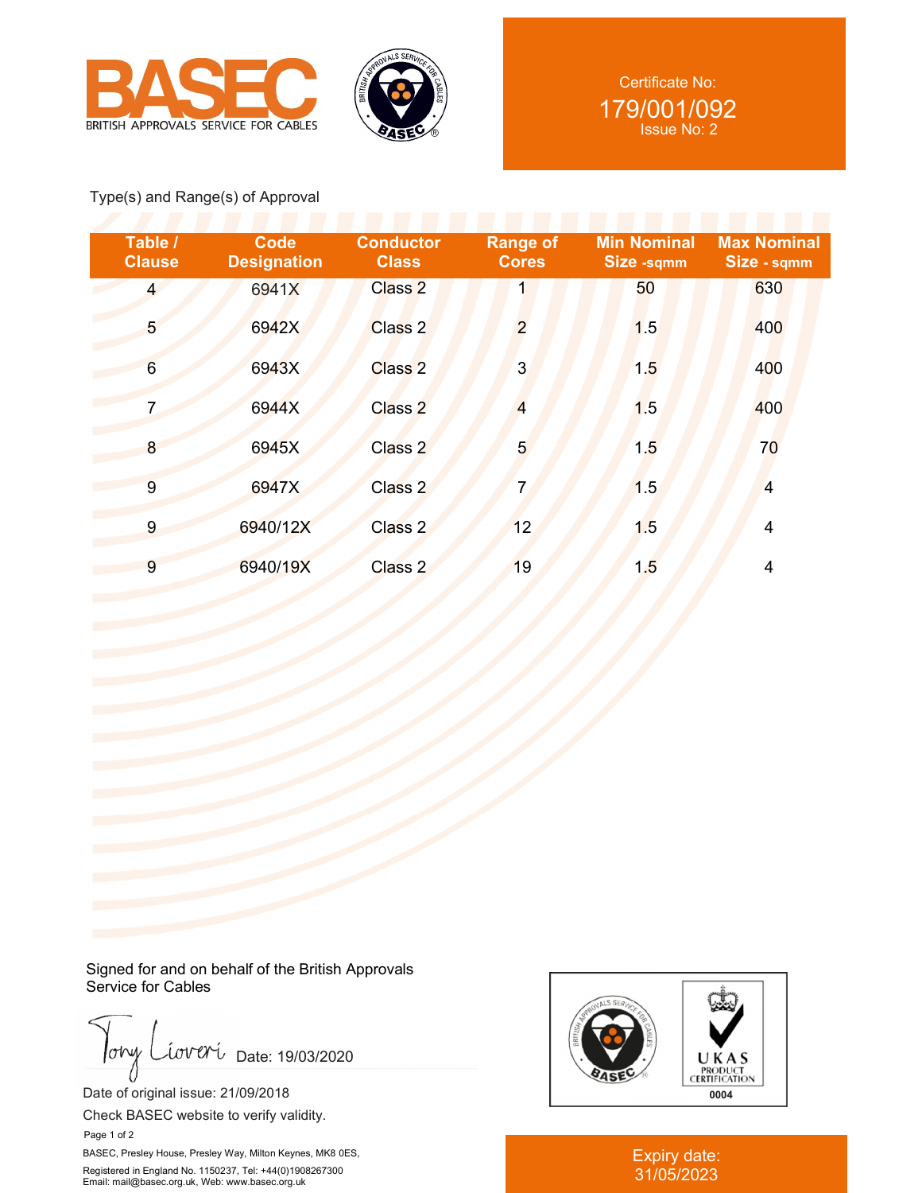BASEC

BRITISH APPROVALS SERVICE FOR CABLES

Certificate No:
179/001/092
Issue No: 2

Type(s) and Range(s) of Approval

| Table / Clause | Code Designation | Conductor Class | Range of Cores | Min Nominal Size -sqmm | Max Nominal Size - sqmm |
|---|---|---|---|---|---|
| 4 | 6941X | Class 2 | 1 | 50 | 630 |
| 5 | 6942X | Class 2 | 2 | 1.5 | 400 |
| 6 | 6943X | Class 2 | 3 | 1.5 | 400 |
| 7 | 6944X | Class 2 | 4 | 1.5 | 400 |
| 8 | 6945X | Class 2 | 5 | 1.5 | 70 |
| 9 | 6947X | Class 2 | 7 | 1.5 | 4 |
| 9 | 6940/12X | Class 2 | 12 | 1.5 | 4 |
| 9 | 6940/19X | Class 2 | 19 | 1.5 | 4 |

Signed for and on behalf of the British Approvals Service for Cables

Tony Liveri Date: 19/03/2020

Date of original issue: 21/09/2018

Check BASEC website to verify validity.

UKAS PRODUCT CERTIFICATION 0004

BASEC, Presley House, Presley Way, Milton Keynes, MK8 0ES,
Registered in England No. 1150237, Tel: +44(0)1908267300
Email: mail@basec.org.uk, Web: www.basec.org.uk

Expiry date:
31/05/2023